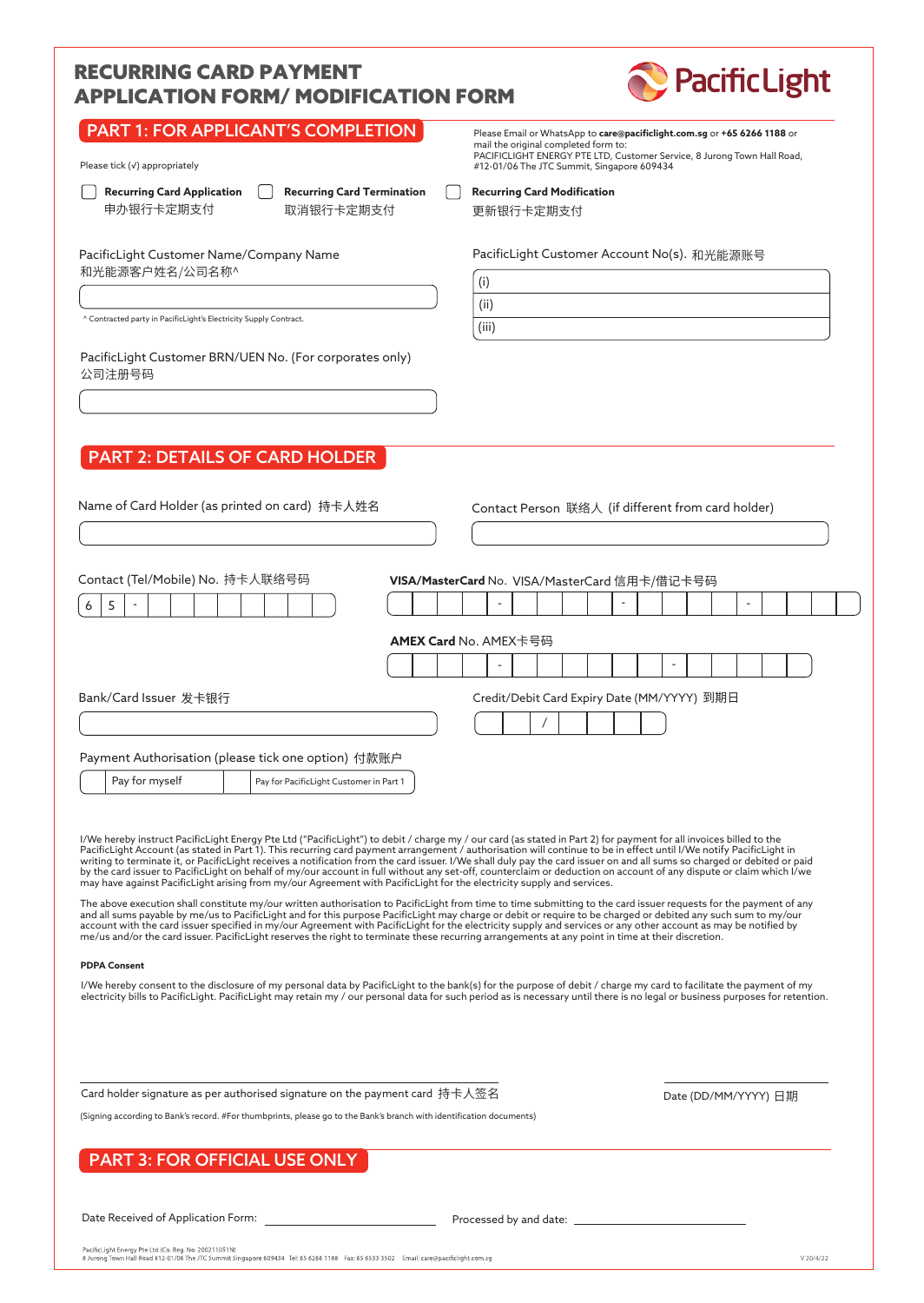# RECURRING CARD PAYMENT APPLICATION FORM/ MODIFICATION FORM

PacificLight

## PART 1: FOR APPLICANT'S COMPLETION

Please Email or WhatsApp to **care@pacificlight.com.sg** or **+65 6266 1188** or mail the original completed form to:
PACIFICLIGHT ENERGY PTE LTD, Customer Service, 8 Jurong Town Hall Road, #12-01/06 The JTC Summit, Singapore 609434

Please tick (√) appropriately

☐ **Recurring Card Application** 申办银行卡定期支付

☐ **Recurring Card Termination** 取消银行卡定期支付

☐ **Recurring Card Modification** 更新银行卡定期支付

PacificLight Customer Name/Company Name
和光能源客户姓名/公司名称^

^ Contracted party in PacificLight's Electricity Supply Contract.

PacificLight Customer Account No(s). 和光能源账号

(i)

(ii)

(iii)

PacificLight Customer BRN/UEN No. (For corporates only)
公司注册号码

## PART 2: DETAILS OF CARD HOLDER

Name of Card Holder (as printed on card) 持卡人姓名

Contact Person 联络人 (if different from card holder)

Contact (Tel/Mobile) No. 持卡人联络号码

6 5 -

**VISA/MasterCard** No. VISA/MasterCard 信用卡/借记卡号码

**AMEX Card** No. AMEX卡号码

Bank/Card Issuer 发卡银行

Credit/Debit Card Expiry Date (MM/YYYY) 到期日

/

Payment Authorisation (please tick one option) 付款账户

☐ Pay for myself ☐ Pay for PacificLight Customer in Part 1

I/We hereby instruct PacificLight Energy Pte Ltd ("PacificLight") to debit / charge my / our card (as stated in Part 2) for payment for all invoices billed to the PacificLight Account (as stated in Part 1). This recurring card payment arrangement / authorisation will continue to be in effect until I/We notify PacificLight in writing to terminate it, or PacificLight receives a notification from the card issuer. I/We shall duly pay the card issuer on and all sums so charged or debited or paid by the card issuer to PacificLight on behalf of my/our account in full without any set-off, counterclaim or deduction on account of any dispute or claim which I/we may have against PacificLight arising from my/our Agreement with PacificLight for the electricity supply and services.

The above execution shall constitute my/our written authorisation to PacificLight from time to time submitting to the card issuer requests for the payment of any and all sums payable by me/us to PacificLight and for this purpose PacificLight may charge or debit or require to be charged or debited any such sum to my/our account with the card issuer specified in my/our Agreement with PacificLight for the electricity supply and services or any other account as may be notified by me/us and/or the card issuer. PacificLight reserves the right to terminate these recurring arrangements at any point in time at their discretion.

**PDPA Consent**

I/We hereby consent to the disclosure of my personal data by PacificLight to the bank(s) for the purpose of debit / charge my card to facilitate the payment of my electricity bills to PacificLight. PacificLight may retain my / our personal data for such period as is necessary until there is no legal or business purposes for retention.

Card holder signature as per authorised signature on the payment card 持卡人签名

Date (DD/MM/YYYY) 日期

(Signing according to Bank's record. #For thumbprints, please go to the Bank's branch with identification documents)

## PART 3: FOR OFFICIAL USE ONLY

Date Received of Application Form: ____________________

Processed by and date: ____________________

PacificLight Energy Pte Ltd (Co. Reg. No. 200211051N)
8 Jurong Town Hall Road #12-01/06 The JTC Summit Singapore 609434 Tel: 65 6266 1188 Fax: 65 6533 3502 Email: care@pacificlight.com.sg

V 20/4/22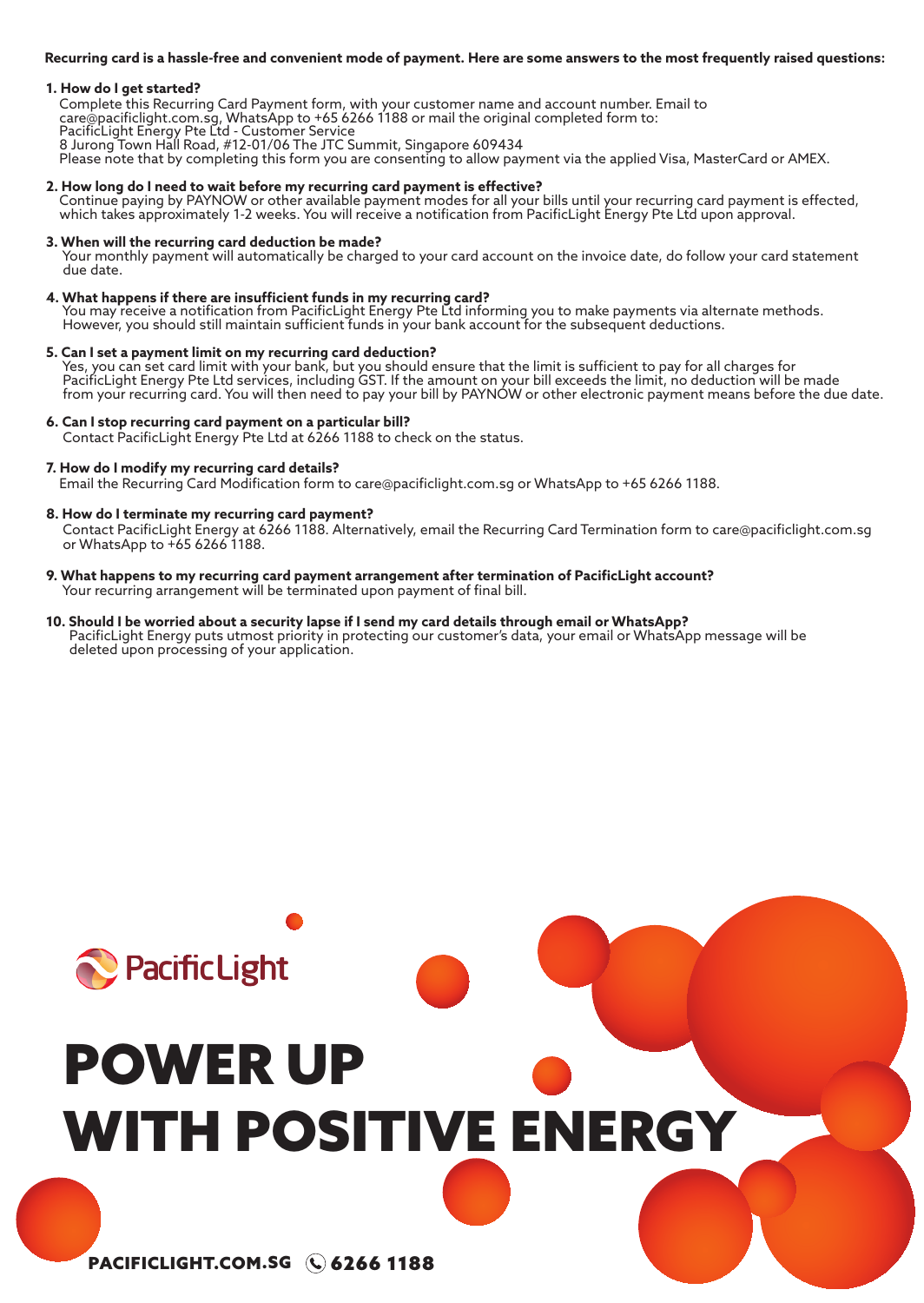**Recurring card is a hassle-free and convenient mode of payment. Here are some answers to the most frequently raised questions:**

**1. How do I get started?**
Complete this Recurring Card Payment form, with your customer name and account number. Email to care@pacificlight.com.sg, WhatsApp to +65 6266 1188 or mail the original completed form to:
PacificLight Energy Pte Ltd - Customer Service
8 Jurong Town Hall Road, #12-01/06 The JTC Summit, Singapore 609434
Please note that by completing this form you are consenting to allow payment via the applied Visa, MasterCard or AMEX.

**2. How long do I need to wait before my recurring card payment is effective?**
Continue paying by PAYNOW or other available payment modes for all your bills until your recurring card payment is effected, which takes approximately 1-2 weeks. You will receive a notification from PacificLight Energy Pte Ltd upon approval.

**3. When will the recurring card deduction be made?**
Your monthly payment will automatically be charged to your card account on the invoice date, do follow your card statement due date.

**4. What happens if there are insufficient funds in my recurring card?**
You may receive a notification from PacificLight Energy Pte Ltd informing you to make payments via alternate methods. However, you should still maintain sufficient funds in your bank account for the subsequent deductions.

**5. Can I set a payment limit on my recurring card deduction?**
Yes, you can set card limit with your bank, but you should ensure that the limit is sufficient to pay for all charges for PacificLight Energy Pte Ltd services, including GST. If the amount on your bill exceeds the limit, no deduction will be made from your recurring card. You will then need to pay your bill by PAYNOW or other electronic payment means before the due date.

**6. Can I stop recurring card payment on a particular bill?**
Contact PacificLight Energy Pte Ltd at 6266 1188 to check on the status.

**7. How do I modify my recurring card details?**
Email the Recurring Card Modification form to care@pacificlight.com.sg or WhatsApp to +65 6266 1188.

**8. How do I terminate my recurring card payment?**
Contact PacificLight Energy at 6266 1188. Alternatively, email the Recurring Card Termination form to care@pacificlight.com.sg or WhatsApp to +65 6266 1188.

**9. What happens to my recurring card payment arrangement after termination of PacificLight account?**
Your recurring arrangement will be terminated upon payment of final bill.

**10. Should I be worried about a security lapse if I send my card details through email or WhatsApp?**
PacificLight Energy puts utmost priority in protecting our customer's data, your email or WhatsApp message will be deleted upon processing of your application.

PacificLight

# POWER UP WITH POSITIVE ENERGY

**PACIFICLIGHT.COM.SG** **6266 1188**